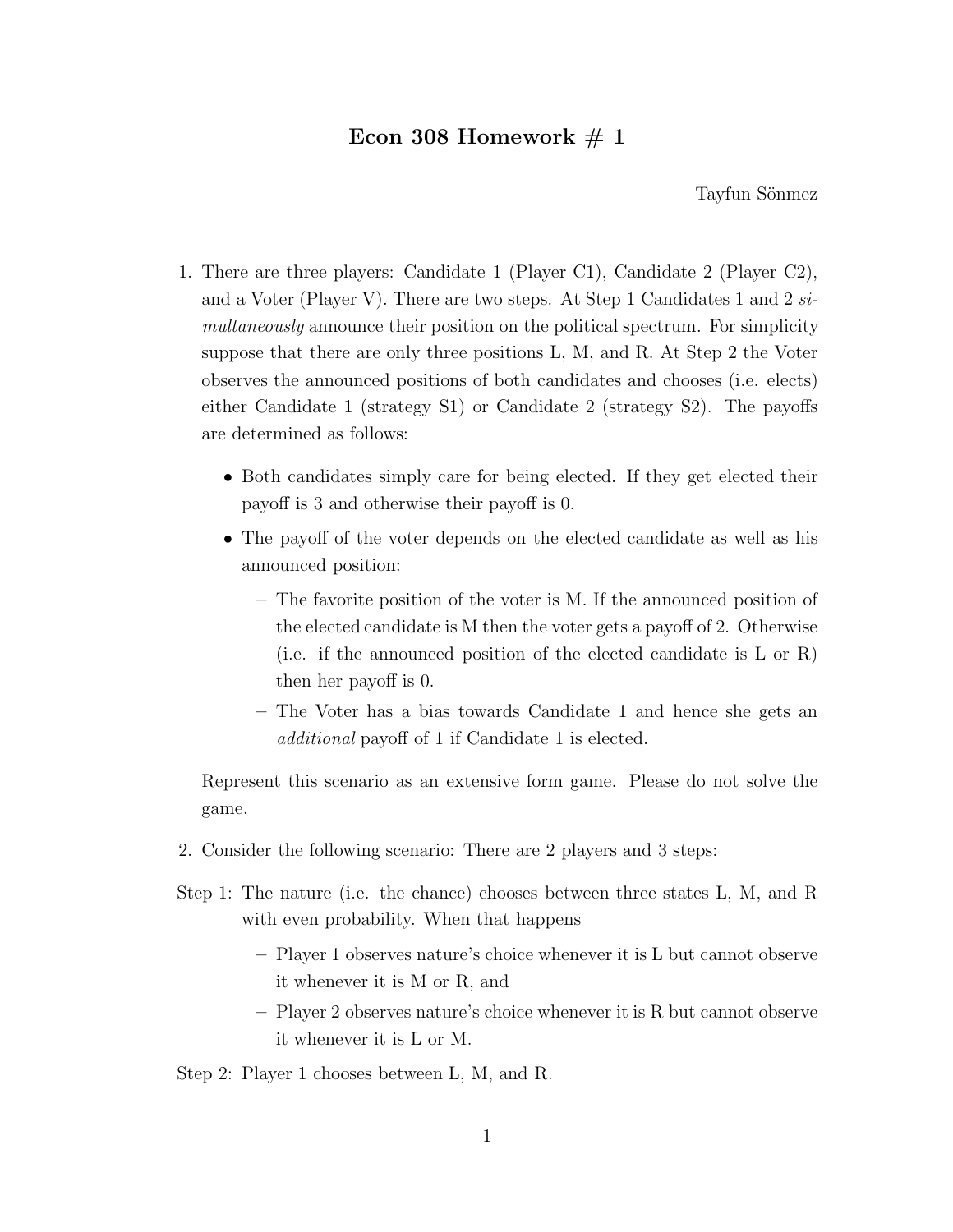# Econ 308 Homework # 1

Tayfun Sönmez

1. There are three players: Candidate 1 (Player C1), Candidate 2 (Player C2), and a Voter (Player V). There are two steps. At Step 1 Candidates 1 and 2 *simultaneously* announce their position on the political spectrum. For simplicity suppose that there are only three positions L, M, and R. At Step 2 the Voter observes the announced positions of both candidates and chooses (i.e. elects) either Candidate 1 (strategy S1) or Candidate 2 (strategy S2). The payoffs are determined as follows:

   - Both candidates simply care for being elected. If they get elected their payoff is 3 and otherwise their payoff is 0.
   - The payoff of the voter depends on the elected candidate as well as his announced position:
     - The favorite position of the voter is M. If the announced position of the elected candidate is M then the voter gets a payoff of 2. Otherwise (i.e. if the announced position of the elected candidate is L or R) then her payoff is 0.
     - The Voter has a bias towards Candidate 1 and hence she gets an *additional* payoff of 1 if Candidate 1 is elected.

   Represent this scenario as an extensive form game. Please do not solve the game.

2. Consider the following scenario: There are 2 players and 3 steps:

Step 1: The nature (i.e. the chance) chooses between three states L, M, and R with even probability. When that happens

- Player 1 observes nature's choice whenever it is L but cannot observe it whenever it is M or R, and
- Player 2 observes nature's choice whenever it is R but cannot observe it whenever it is L or M.

Step 2: Player 1 chooses between L, M, and R.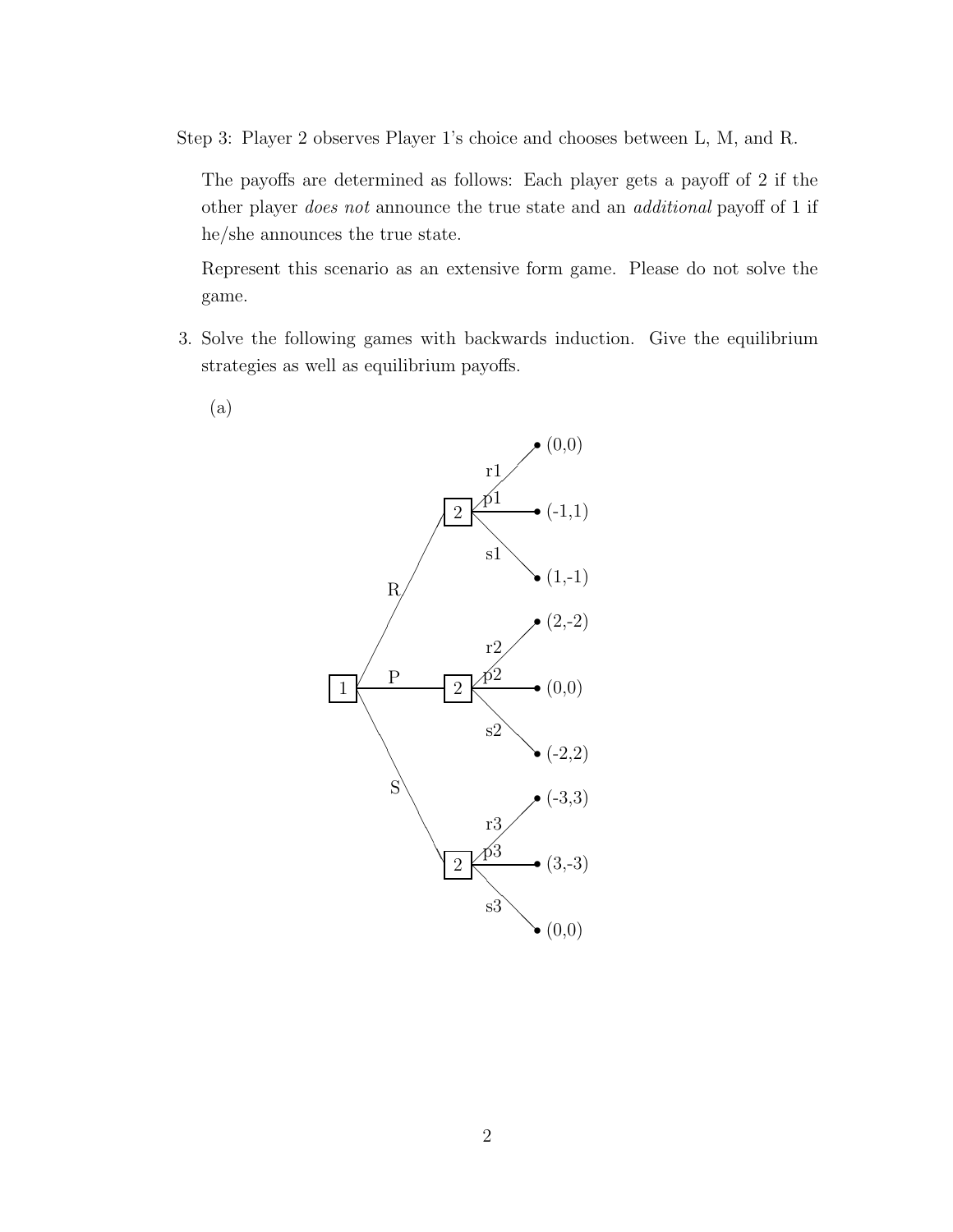Step 3: Player 2 observes Player 1's choice and chooses between L, M, and R.

The payoffs are determined as follows: Each player gets a payoff of 2 if the other player *does not* announce the true state and an *additional* payoff of 1 if he/she announces the true state.

Represent this scenario as an extensive form game. Please do not solve the game.

3. Solve the following games with backwards induction. Give the equilibrium strategies as well as equilibrium payoffs.

   (a)

   - Player 1 chooses R, P, or S.
     - After R, Player 2 chooses:
       - r1 → (0,0)
       - p1 → (-1,1)
       - s1 → (1,-1)
     - After P, Player 2 chooses:
       - r2 → (2,-2)
       - p2 → (0,0)
       - s2 → (-2,2)
     - After S, Player 2 chooses:
       - r3 → (-3,3)
       - p3 → (3,-3)
       - s3 → (0,0)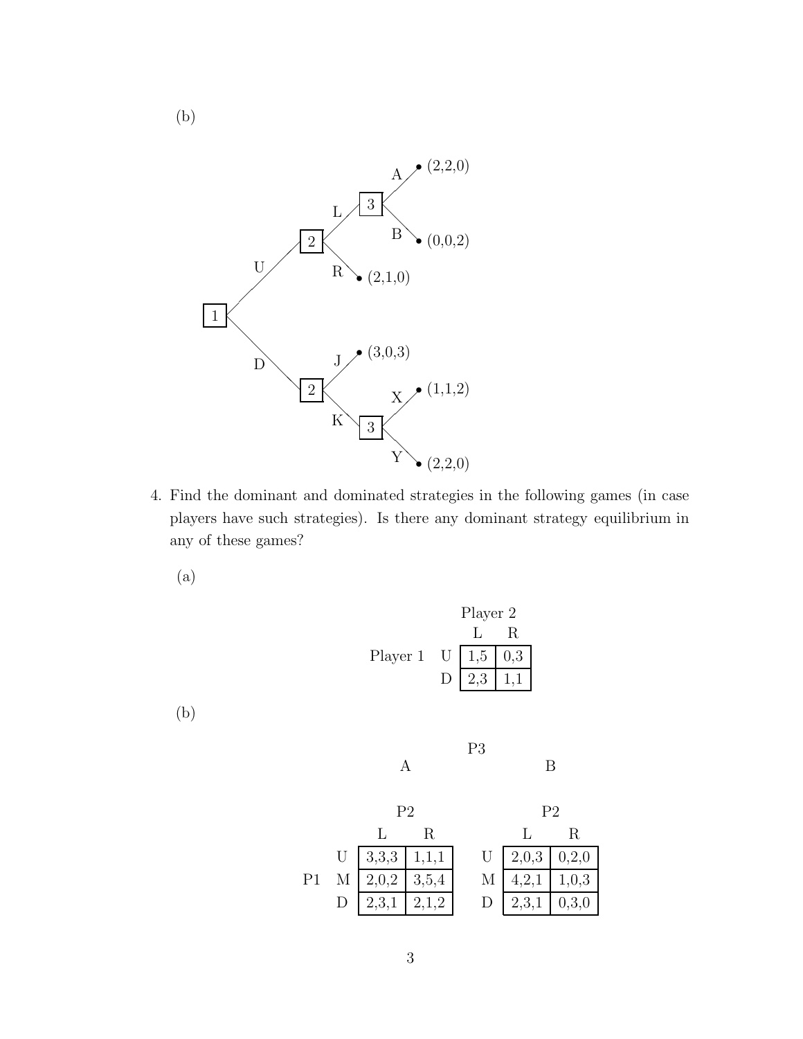(b)

```
                              A  • (2,2,0)
                       L  [3]
                  [2]         B  • (0,0,2)
             U         R  • (2,1,0)
        [1]
             D         J  • (3,0,3)
                  [2]         X  • (1,1,2)
                       K  [3]
                              Y  • (2,2,0)
```

4. Find the dominant and dominated strategies in the following games (in case players have such strategies). Is there any dominant strategy equilibrium in any of these games?

   (a)

| Player 1 \ Player 2 | L | R |
|---|---|---|
| U | 1,5 | 0,3 |
| D | 2,3 | 1,1 |

   (b)

P3: A

| P1 \ P2 | L | R |
|---|---|---|
| U | 3,3,3 | 1,1,1 |
| M | 2,0,2 | 3,5,4 |
| D | 2,3,1 | 2,1,2 |

P3: B

| P1 \ P2 | L | R |
|---|---|---|
| U | 2,0,3 | 0,2,0 |
| M | 4,2,1 | 1,0,3 |
| D | 2,3,1 | 0,3,0 |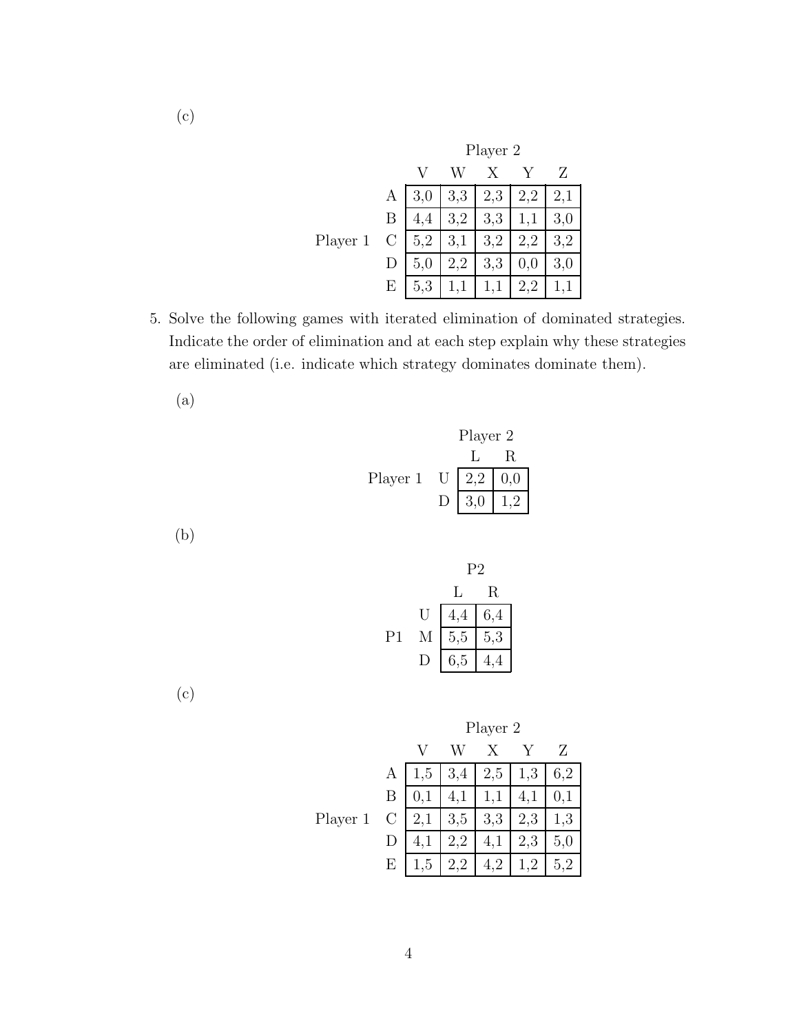(c)

| | | Player 2 | | | | |
|---|---|---|---|---|---|---|
| | | V | W | X | Y | Z |
| Player 1 | A | 3,0 | 3,3 | 2,3 | 2,2 | 2,1 |
| | B | 4,4 | 3,2 | 3,3 | 1,1 | 3,0 |
| | C | 5,2 | 3,1 | 3,2 | 2,2 | 3,2 |
| | D | 5,0 | 2,2 | 3,3 | 0,0 | 3,0 |
| | E | 5,3 | 1,1 | 1,1 | 2,2 | 1,1 |

5. Solve the following games with iterated elimination of dominated strategies. Indicate the order of elimination and at each step explain why these strategies are eliminated (i.e. indicate which strategy dominates dominate them).

   (a)

| | | Player 2 | |
|---|---|---|---|
| | | L | R |
| Player 1 | U | 2,2 | 0,0 |
| | D | 3,0 | 1,2 |

   (b)

| | | P2 | |
|---|---|---|---|
| | | L | R |
| P1 | U | 4,4 | 6,4 |
| | M | 5,5 | 5,3 |
| | D | 6,5 | 4,4 |

   (c)

| | | Player 2 | | | | |
|---|---|---|---|---|---|---|
| | | V | W | X | Y | Z |
| Player 1 | A | 1,5 | 3,4 | 2,5 | 1,3 | 6,2 |
| | B | 0,1 | 4,1 | 1,1 | 4,1 | 0,1 |
| | C | 2,1 | 3,5 | 3,3 | 2,3 | 1,3 |
| | D | 4,1 | 2,2 | 4,1 | 2,3 | 5,0 |
| | E | 1,5 | 2,2 | 4,2 | 1,2 | 5,2 |